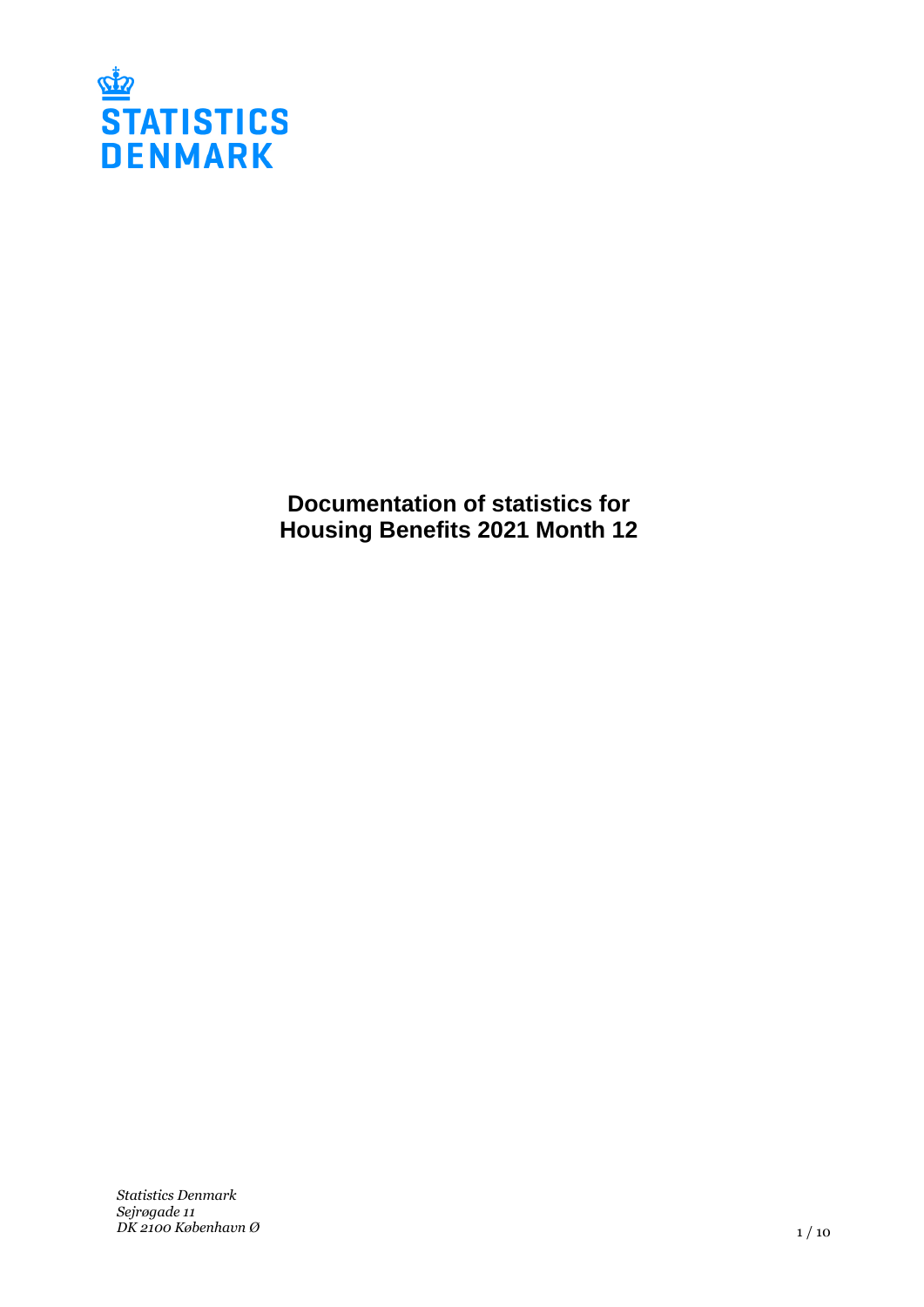STATISTICS DENMARK

# Documentation of statistics for Housing Benefits 2021 Month 12

*Statistics Denmark*
*Sejrøgade 11*
*DK 2100 København Ø*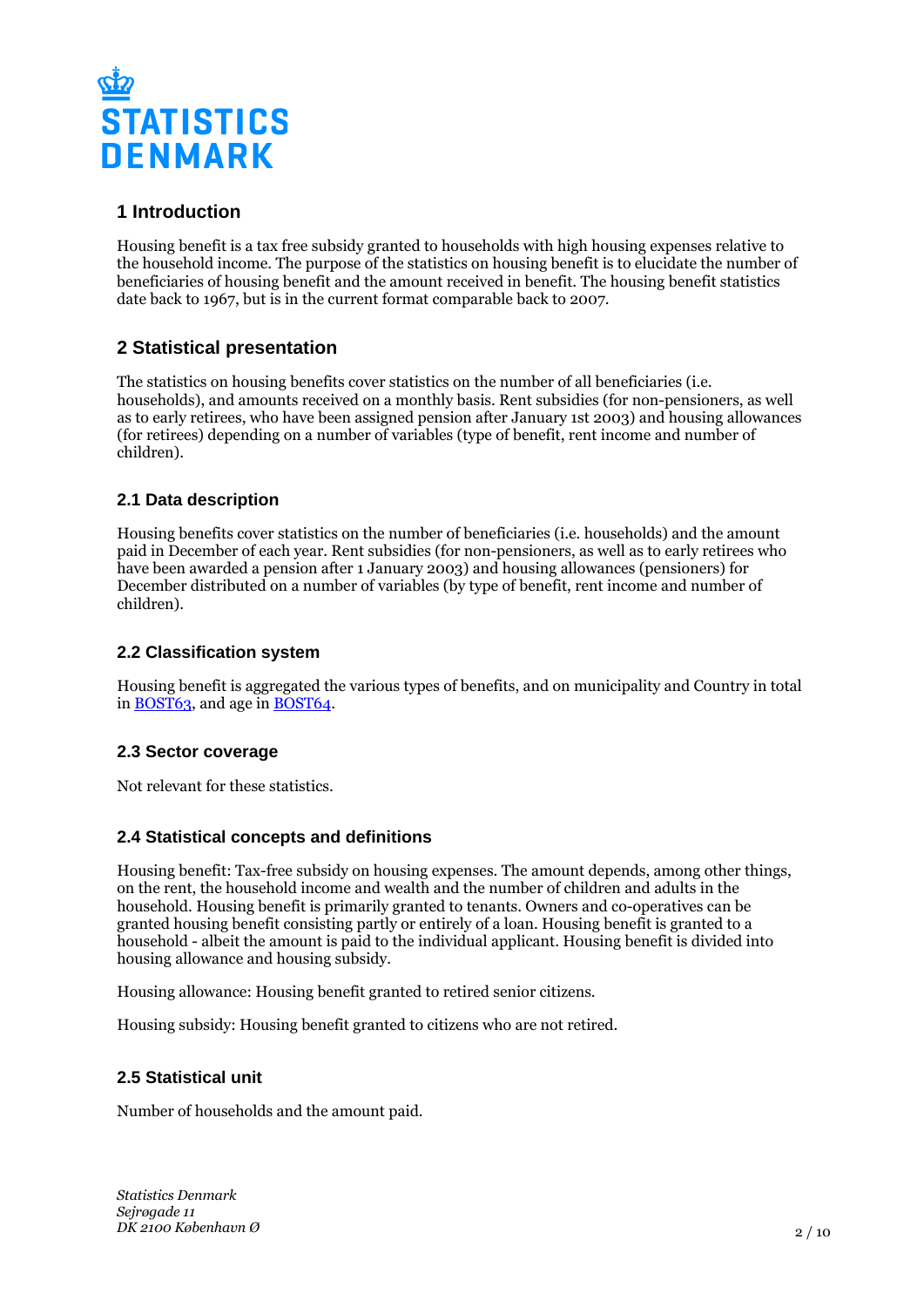## 1 Introduction

Housing benefit is a tax free subsidy granted to households with high housing expenses relative to the household income. The purpose of the statistics on housing benefit is to elucidate the number of beneficiaries of housing benefit and the amount received in benefit. The housing benefit statistics date back to 1967, but is in the current format comparable back to 2007.

## 2 Statistical presentation

The statistics on housing benefits cover statistics on the number of all beneficiaries (i.e. households), and amounts received on a monthly basis. Rent subsidies (for non-pensioners, as well as to early retirees, who have been assigned pension after January 1st 2003) and housing allowances (for retirees) depending on a number of variables (type of benefit, rent income and number of children).

### 2.1 Data description

Housing benefits cover statistics on the number of beneficiaries (i.e. households) and the amount paid in December of each year. Rent subsidies (for non-pensioners, as well as to early retirees who have been awarded a pension after 1 January 2003) and housing allowances (pensioners) for December distributed on a number of variables (by type of benefit, rent income and number of children).

### 2.2 Classification system

Housing benefit is aggregated the various types of benefits, and on municipality and Country in total in BOST63, and age in BOST64.

### 2.3 Sector coverage

Not relevant for these statistics.

### 2.4 Statistical concepts and definitions

Housing benefit: Tax-free subsidy on housing expenses. The amount depends, among other things, on the rent, the household income and wealth and the number of children and adults in the household. Housing benefit is primarily granted to tenants. Owners and co-operatives can be granted housing benefit consisting partly or entirely of a loan. Housing benefit is granted to a household - albeit the amount is paid to the individual applicant. Housing benefit is divided into housing allowance and housing subsidy.

Housing allowance: Housing benefit granted to retired senior citizens.

Housing subsidy: Housing benefit granted to citizens who are not retired.

### 2.5 Statistical unit

Number of households and the amount paid.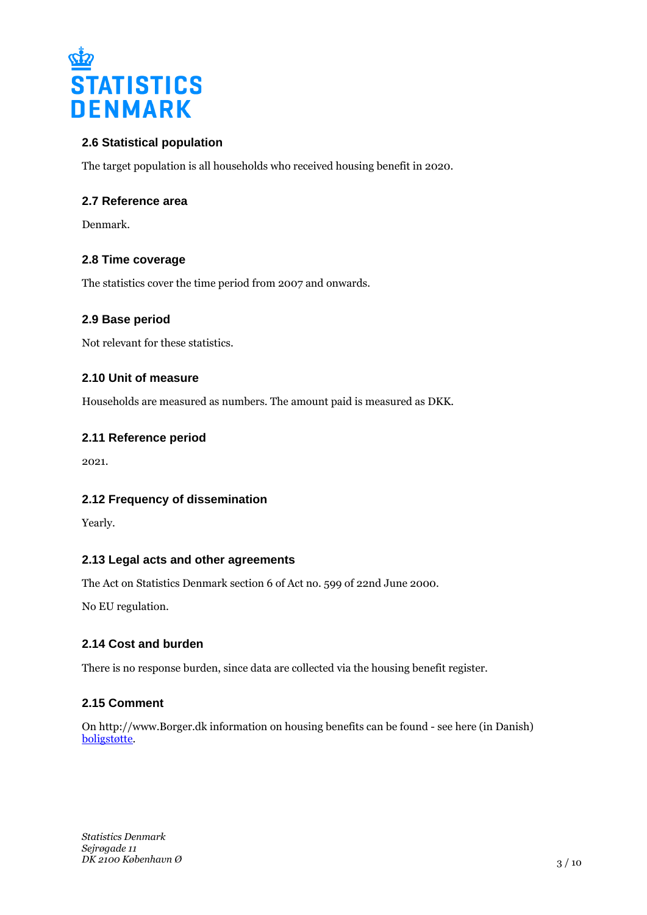### 2.6 Statistical population

The target population is all households who received housing benefit in 2020.

### 2.7 Reference area

Denmark.

### 2.8 Time coverage

The statistics cover the time period from 2007 and onwards.

### 2.9 Base period

Not relevant for these statistics.

### 2.10 Unit of measure

Households are measured as numbers. The amount paid is measured as DKK.

### 2.11 Reference period

2021.

### 2.12 Frequency of dissemination

Yearly.

### 2.13 Legal acts and other agreements

The Act on Statistics Denmark section 6 of Act no. 599 of 22nd June 2000.

No EU regulation.

### 2.14 Cost and burden

There is no response burden, since data are collected via the housing benefit register.

### 2.15 Comment

On http://www.Borger.dk information on housing benefits can be found - see here (in Danish) boligstøtte.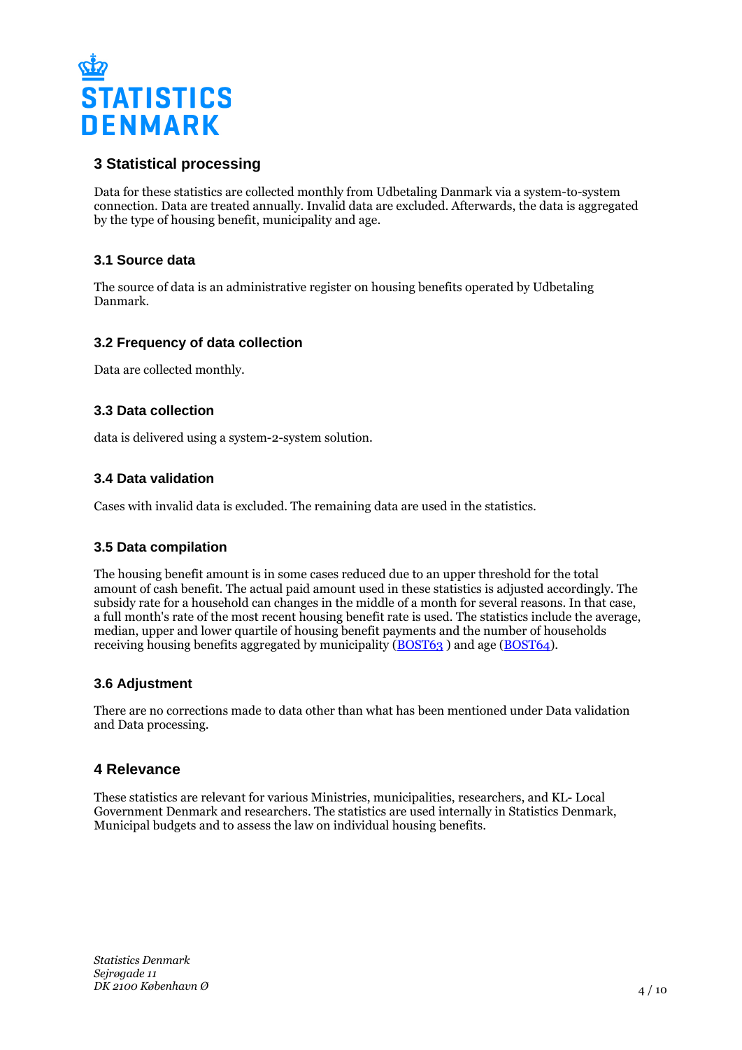## 3 Statistical processing

Data for these statistics are collected monthly from Udbetaling Danmark via a system-to-system connection. Data are treated annually. Invalid data are excluded. Afterwards, the data is aggregated by the type of housing benefit, municipality and age.

### 3.1 Source data

The source of data is an administrative register on housing benefits operated by Udbetaling Danmark.

### 3.2 Frequency of data collection

Data are collected monthly.

### 3.3 Data collection

data is delivered using a system-2-system solution.

### 3.4 Data validation

Cases with invalid data is excluded. The remaining data are used in the statistics.

### 3.5 Data compilation

The housing benefit amount is in some cases reduced due to an upper threshold for the total amount of cash benefit. The actual paid amount used in these statistics is adjusted accordingly. The subsidy rate for a household can changes in the middle of a month for several reasons. In that case, a full month's rate of the most recent housing benefit rate is used. The statistics include the average, median, upper and lower quartile of housing benefit payments and the number of households receiving housing benefits aggregated by municipality (BOST63 ) and age (BOST64).

### 3.6 Adjustment

There are no corrections made to data other than what has been mentioned under Data validation and Data processing.

## 4 Relevance

These statistics are relevant for various Ministries, municipalities, researchers, and KL- Local Government Denmark and researchers. The statistics are used internally in Statistics Denmark, Municipal budgets and to assess the law on individual housing benefits.

*Statistics Denmark*
*Sejrøgade 11*
*DK 2100 København Ø*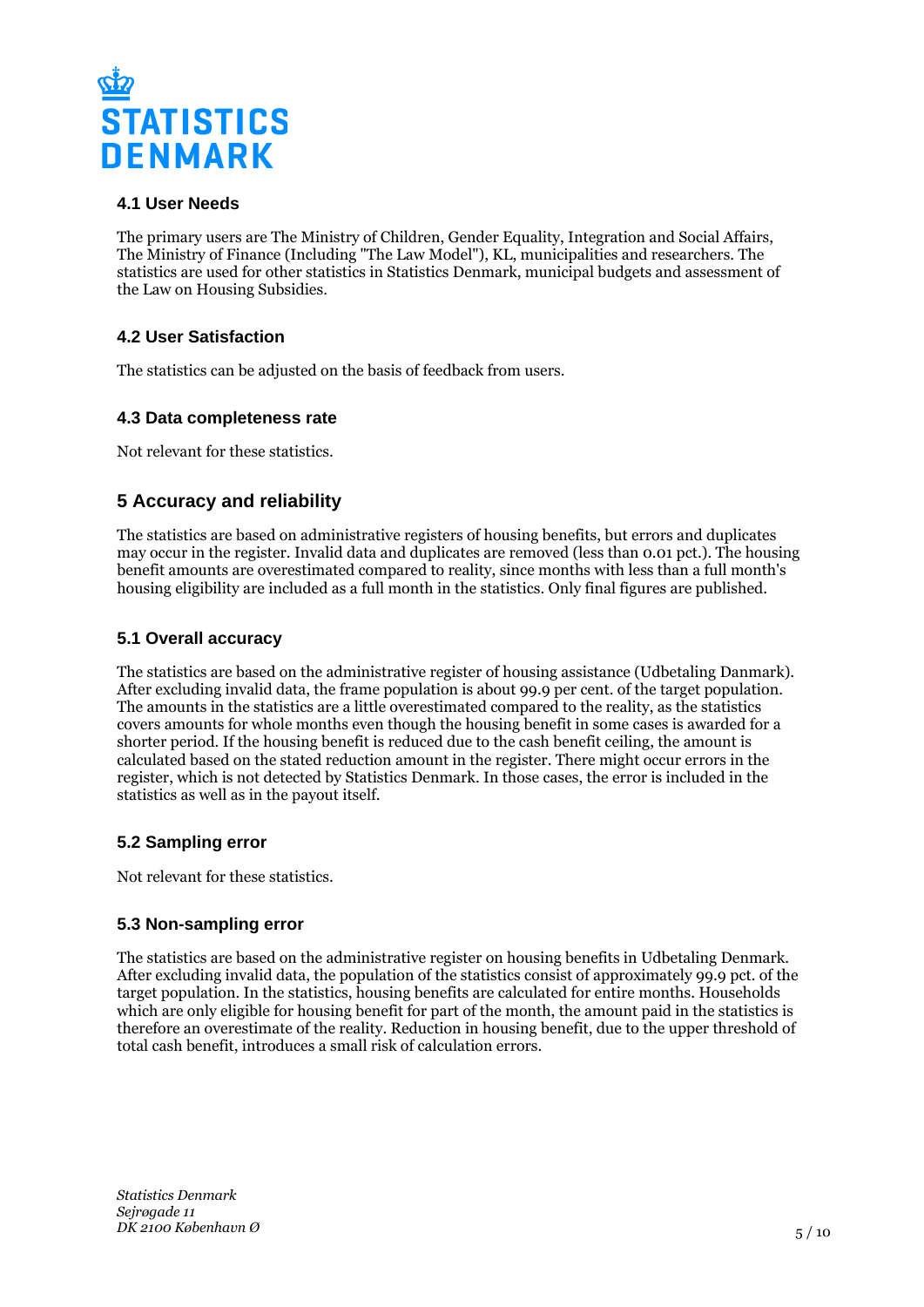### 4.1 User Needs

The primary users are The Ministry of Children, Gender Equality, Integration and Social Affairs, The Ministry of Finance (Including "The Law Model"), KL, municipalities and researchers. The statistics are used for other statistics in Statistics Denmark, municipal budgets and assessment of the Law on Housing Subsidies.

### 4.2 User Satisfaction

The statistics can be adjusted on the basis of feedback from users.

### 4.3 Data completeness rate

Not relevant for these statistics.

## 5 Accuracy and reliability

The statistics are based on administrative registers of housing benefits, but errors and duplicates may occur in the register. Invalid data and duplicates are removed (less than 0.01 pct.). The housing benefit amounts are overestimated compared to reality, since months with less than a full month's housing eligibility are included as a full month in the statistics. Only final figures are published.

### 5.1 Overall accuracy

The statistics are based on the administrative register of housing assistance (Udbetaling Danmark). After excluding invalid data, the frame population is about 99.9 per cent. of the target population. The amounts in the statistics are a little overestimated compared to the reality, as the statistics covers amounts for whole months even though the housing benefit in some cases is awarded for a shorter period. If the housing benefit is reduced due to the cash benefit ceiling, the amount is calculated based on the stated reduction amount in the register. There might occur errors in the register, which is not detected by Statistics Denmark. In those cases, the error is included in the statistics as well as in the payout itself.

### 5.2 Sampling error

Not relevant for these statistics.

### 5.3 Non-sampling error

The statistics are based on the administrative register on housing benefits in Udbetaling Denmark. After excluding invalid data, the population of the statistics consist of approximately 99.9 pct. of the target population. In the statistics, housing benefits are calculated for entire months. Households which are only eligible for housing benefit for part of the month, the amount paid in the statistics is therefore an overestimate of the reality. Reduction in housing benefit, due to the upper threshold of total cash benefit, introduces a small risk of calculation errors.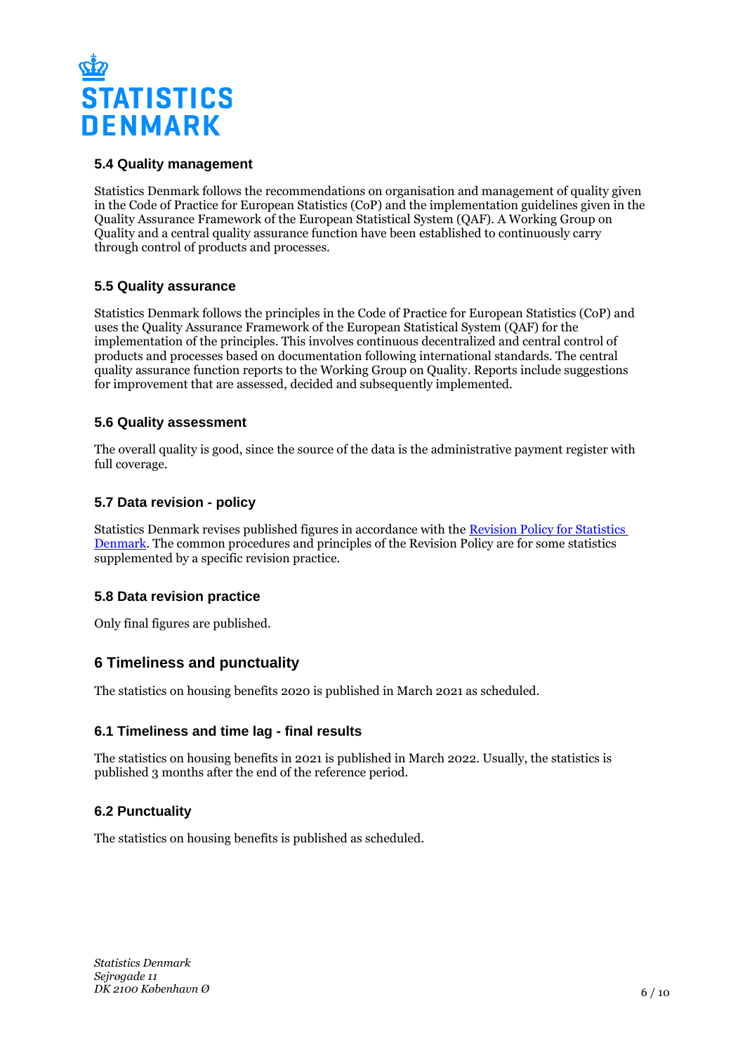### 5.4 Quality management

Statistics Denmark follows the recommendations on organisation and management of quality given in the Code of Practice for European Statistics (CoP) and the implementation guidelines given in the Quality Assurance Framework of the European Statistical System (QAF). A Working Group on Quality and a central quality assurance function have been established to continuously carry through control of products and processes.

### 5.5 Quality assurance

Statistics Denmark follows the principles in the Code of Practice for European Statistics (CoP) and uses the Quality Assurance Framework of the European Statistical System (QAF) for the implementation of the principles. This involves continuous decentralized and central control of products and processes based on documentation following international standards. The central quality assurance function reports to the Working Group on Quality. Reports include suggestions for improvement that are assessed, decided and subsequently implemented.

### 5.6 Quality assessment

The overall quality is good, since the source of the data is the administrative payment register with full coverage.

### 5.7 Data revision - policy

Statistics Denmark revises published figures in accordance with the Revision Policy for Statistics Denmark. The common procedures and principles of the Revision Policy are for some statistics supplemented by a specific revision practice.

### 5.8 Data revision practice

Only final figures are published.

## 6 Timeliness and punctuality

The statistics on housing benefits 2020 is published in March 2021 as scheduled.

### 6.1 Timeliness and time lag - final results

The statistics on housing benefits in 2021 is published in March 2022. Usually, the statistics is published 3 months after the end of the reference period.

### 6.2 Punctuality

The statistics on housing benefits is published as scheduled.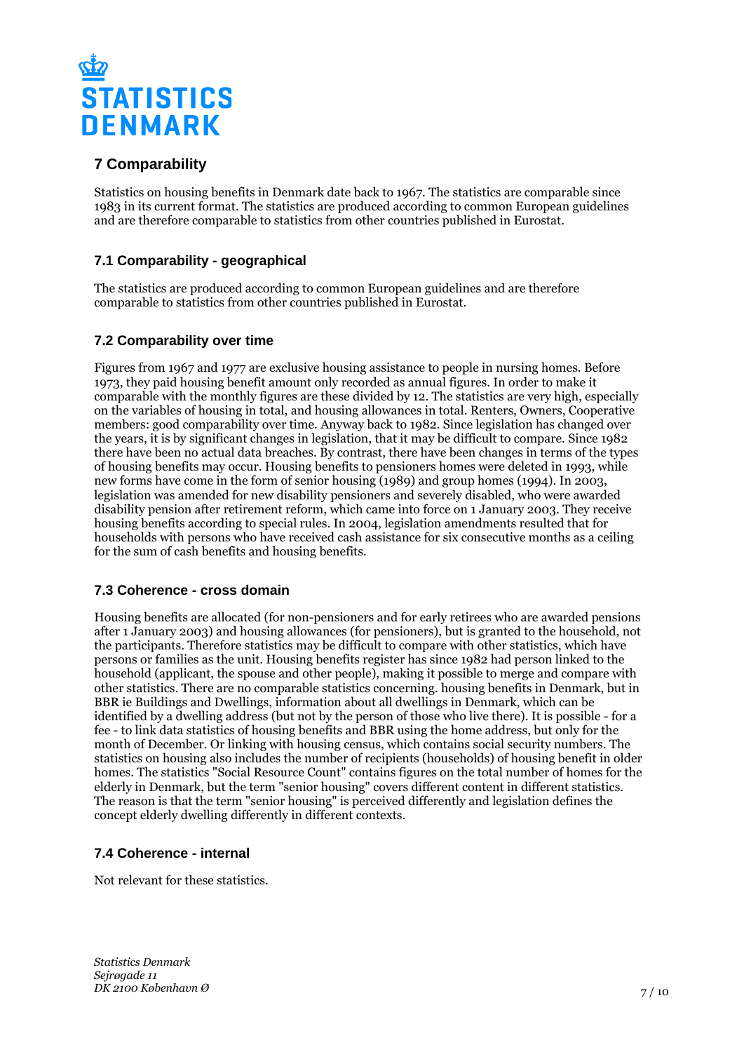## 7 Comparability

Statistics on housing benefits in Denmark date back to 1967. The statistics are comparable since 1983 in its current format. The statistics are produced according to common European guidelines and are therefore comparable to statistics from other countries published in Eurostat.

### 7.1 Comparability - geographical

The statistics are produced according to common European guidelines and are therefore comparable to statistics from other countries published in Eurostat.

### 7.2 Comparability over time

Figures from 1967 and 1977 are exclusive housing assistance to people in nursing homes. Before 1973, they paid housing benefit amount only recorded as annual figures. In order to make it comparable with the monthly figures are these divided by 12. The statistics are very high, especially on the variables of housing in total, and housing allowances in total. Renters, Owners, Cooperative members: good comparability over time. Anyway back to 1982. Since legislation has changed over the years, it is by significant changes in legislation, that it may be difficult to compare. Since 1982 there have been no actual data breaches. By contrast, there have been changes in terms of the types of housing benefits may occur. Housing benefits to pensioners homes were deleted in 1993, while new forms have come in the form of senior housing (1989) and group homes (1994). In 2003, legislation was amended for new disability pensioners and severely disabled, who were awarded disability pension after retirement reform, which came into force on 1 January 2003. They receive housing benefits according to special rules. In 2004, legislation amendments resulted that for households with persons who have received cash assistance for six consecutive months as a ceiling for the sum of cash benefits and housing benefits.

### 7.3 Coherence - cross domain

Housing benefits are allocated (for non-pensioners and for early retirees who are awarded pensions after 1 January 2003) and housing allowances (for pensioners), but is granted to the household, not the participants. Therefore statistics may be difficult to compare with other statistics, which have persons or families as the unit. Housing benefits register has since 1982 had person linked to the household (applicant, the spouse and other people), making it possible to merge and compare with other statistics. There are no comparable statistics concerning. housing benefits in Denmark, but in BBR ie Buildings and Dwellings, information about all dwellings in Denmark, which can be identified by a dwelling address (but not by the person of those who live there). It is possible - for a fee - to link data statistics of housing benefits and BBR using the home address, but only for the month of December. Or linking with housing census, which contains social security numbers. The statistics on housing also includes the number of recipients (households) of housing benefit in older homes. The statistics "Social Resource Count" contains figures on the total number of homes for the elderly in Denmark, but the term "senior housing" covers different content in different statistics. The reason is that the term "senior housing" is perceived differently and legislation defines the concept elderly dwelling differently in different contexts.

### 7.4 Coherence - internal

Not relevant for these statistics.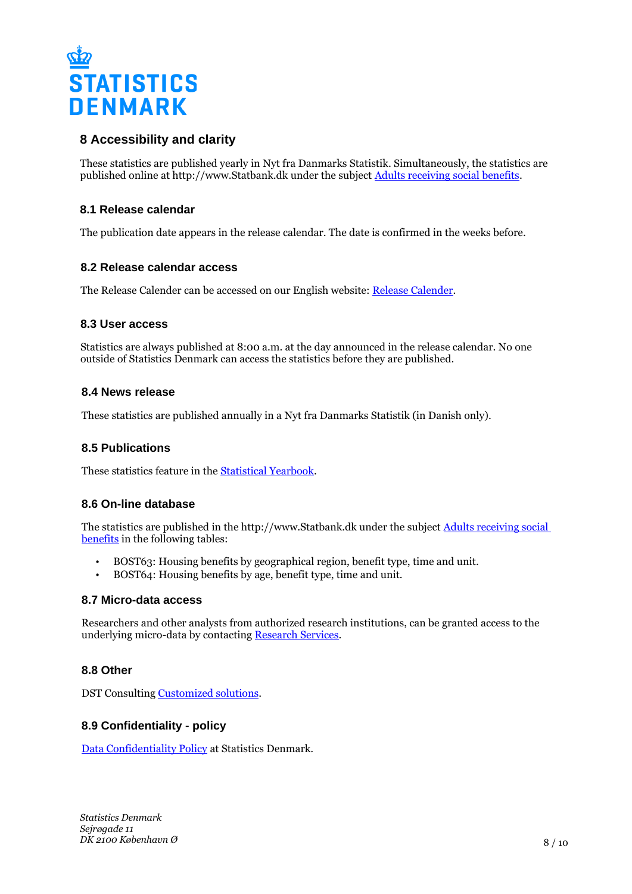## 8 Accessibility and clarity

These statistics are published yearly in Nyt fra Danmarks Statistik. Simultaneously, the statistics are published online at http://www.Statbank.dk under the subject Adults receiving social benefits.

### 8.1 Release calendar

The publication date appears in the release calendar. The date is confirmed in the weeks before.

### 8.2 Release calendar access

The Release Calender can be accessed on our English website: Release Calender.

### 8.3 User access

Statistics are always published at 8:00 a.m. at the day announced in the release calendar. No one outside of Statistics Denmark can access the statistics before they are published.

### 8.4 News release

These statistics are published annually in a Nyt fra Danmarks Statistik (in Danish only).

### 8.5 Publications

These statistics feature in the Statistical Yearbook.

### 8.6 On-line database

The statistics are published in the http://www.Statbank.dk under the subject Adults receiving social benefits in the following tables:

- BOST63: Housing benefits by geographical region, benefit type, time and unit.
- BOST64: Housing benefits by age, benefit type, time and unit.

### 8.7 Micro-data access

Researchers and other analysts from authorized research institutions, can be granted access to the underlying micro-data by contacting Research Services.

### 8.8 Other

DST Consulting Customized solutions.

### 8.9 Confidentiality - policy

Data Confidentiality Policy at Statistics Denmark.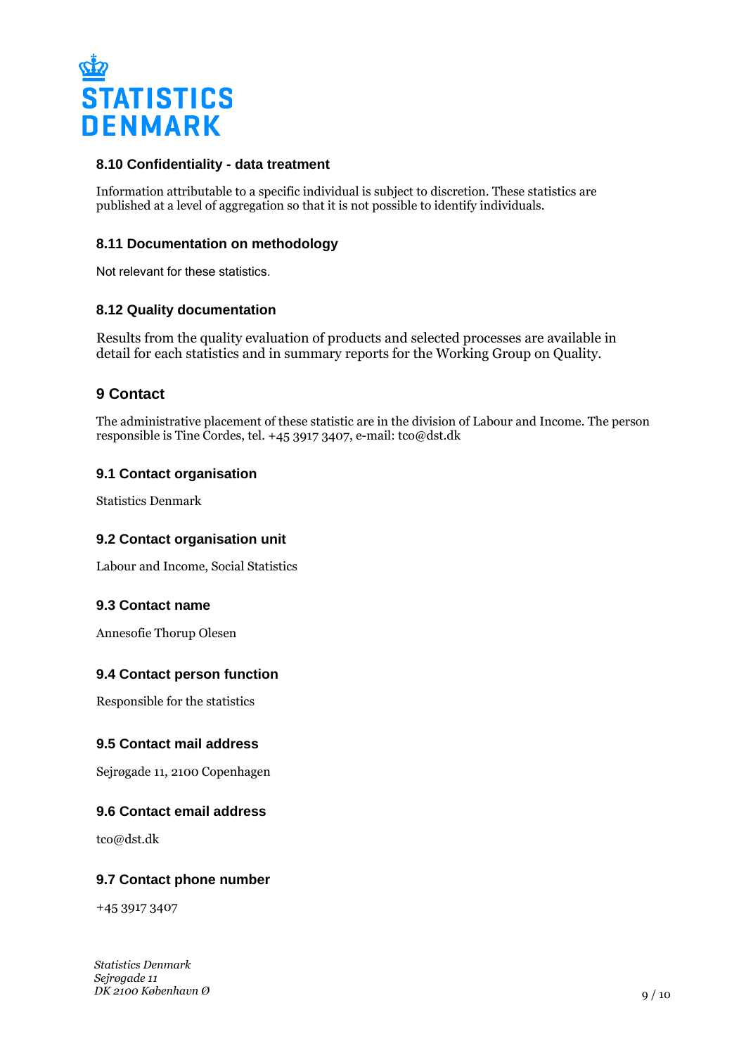### 8.10 Confidentiality - data treatment

Information attributable to a specific individual is subject to discretion. These statistics are published at a level of aggregation so that it is not possible to identify individuals.

### 8.11 Documentation on methodology

Not relevant for these statistics.

### 8.12 Quality documentation

Results from the quality evaluation of products and selected processes are available in detail for each statistics and in summary reports for the Working Group on Quality.

## 9 Contact

The administrative placement of these statistic are in the division of Labour and Income. The person responsible is Tine Cordes, tel. +45 3917 3407, e-mail: tco@dst.dk

### 9.1 Contact organisation

Statistics Denmark

### 9.2 Contact organisation unit

Labour and Income, Social Statistics

### 9.3 Contact name

Annesofie Thorup Olesen

### 9.4 Contact person function

Responsible for the statistics

### 9.5 Contact mail address

Sejrøgade 11, 2100 Copenhagen

### 9.6 Contact email address

tco@dst.dk

### 9.7 Contact phone number

+45 3917 3407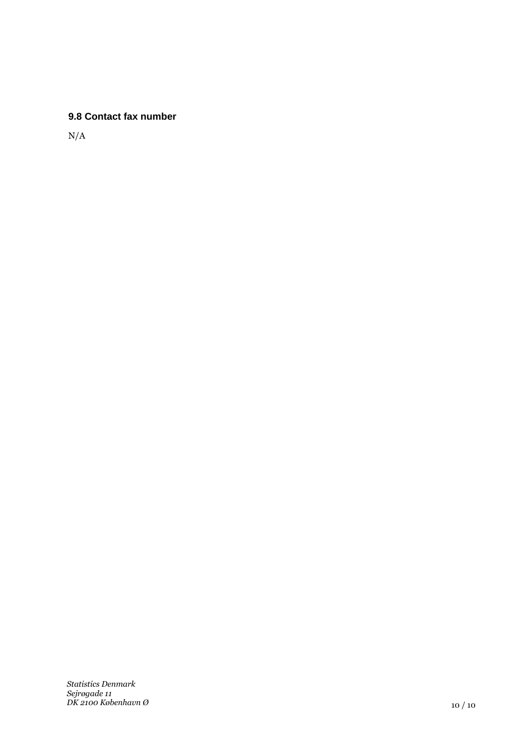### 9.8 Contact fax number

N/A